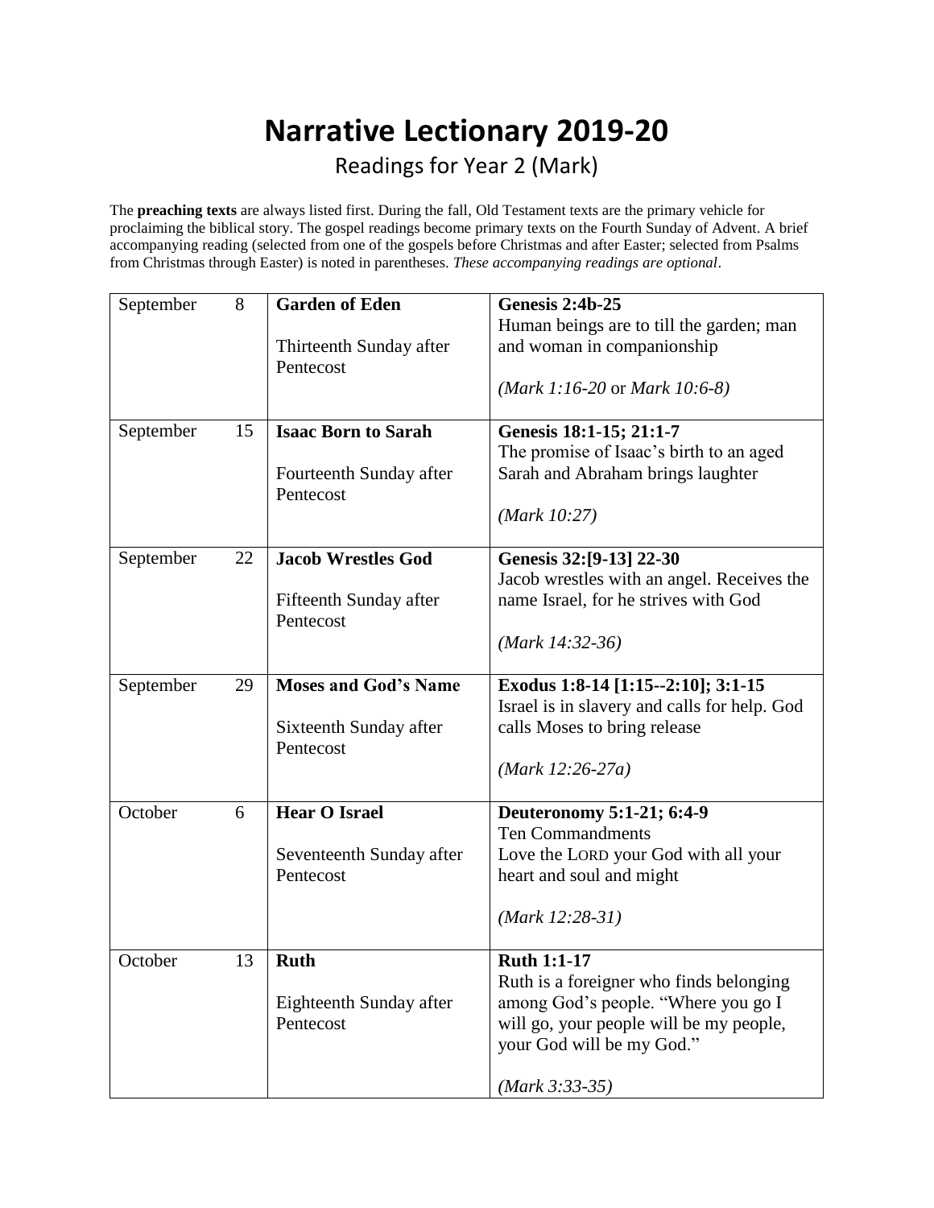# Narrative Lectionary 2019-20

## Readings for Year 2 (Mark)

The **preaching texts** are always listed first. During the fall, Old Testament texts are the primary vehicle for proclaiming the biblical story. The gospel readings become primary texts on the Fourth Sunday of Advent. A brief accompanying reading (selected from one of the gospels before Christmas and after Easter; selected from Psalms from Christmas through Easter) is noted in parentheses. *These accompanying readings are optional*.

| Month | Day | Title | Readings |
|---|---|---|---|
| September | 8 | **Garden of Eden**<br><br>Thirteenth Sunday after Pentecost | **Genesis 2:4b-25**<br>Human beings are to till the garden; man and woman in companionship<br><br>*(Mark 1:16-20* or *Mark 10:6-8)* |
| September | 15 | **Isaac Born to Sarah**<br><br>Fourteenth Sunday after Pentecost | **Genesis 18:1-15; 21:1-7**<br>The promise of Isaac's birth to an aged Sarah and Abraham brings laughter<br><br>*(Mark 10:27)* |
| September | 22 | **Jacob Wrestles God**<br><br>Fifteenth Sunday after Pentecost | **Genesis 32:[9-13] 22-30**<br>Jacob wrestles with an angel. Receives the name Israel, for he strives with God<br><br>*(Mark 14:32-36)* |
| September | 29 | **Moses and God's Name**<br><br>Sixteenth Sunday after Pentecost | **Exodus 1:8-14 [1:15--2:10]; 3:1-15**<br>Israel is in slavery and calls for help. God calls Moses to bring release<br><br>*(Mark 12:26-27a)* |
| October | 6 | **Hear O Israel**<br><br>Seventeenth Sunday after Pentecost | **Deuteronomy 5:1-21; 6:4-9**<br>Ten Commandments<br>Love the LORD your God with all your heart and soul and might<br><br>*(Mark 12:28-31)* |
| October | 13 | **Ruth**<br><br>Eighteenth Sunday after Pentecost | **Ruth 1:1-17**<br>Ruth is a foreigner who finds belonging among God's people. "Where you go I will go, your people will be my people, your God will be my God."<br><br>*(Mark 3:33-35)* |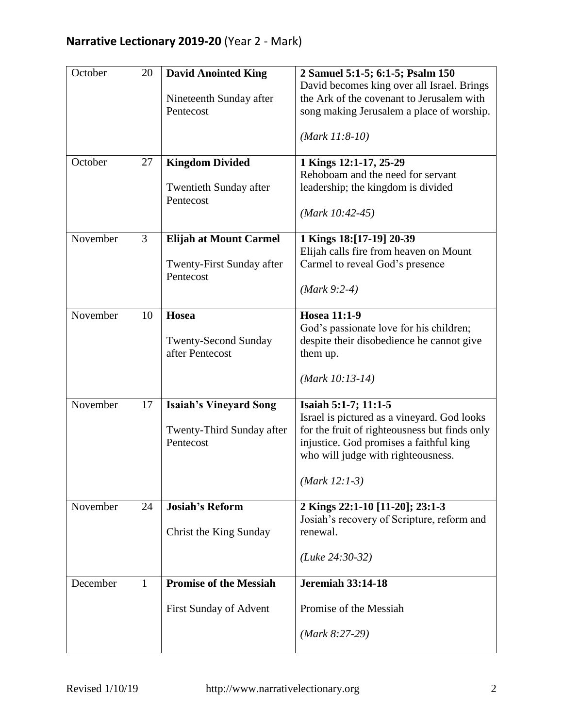## **Narrative Lectionary 2019-20** (Year 2 - Mark)

| | | | |
|---|---|---|---|
| October | 20 | **David Anointed King**<br><br>Nineteenth Sunday after Pentecost | **2 Samuel 5:1-5; 6:1-5; Psalm 150**<br>David becomes king over all Israel. Brings the Ark of the covenant to Jerusalem with song making Jerusalem a place of worship.<br><br>*(Mark 11:8-10)* |
| October | 27 | **Kingdom Divided**<br><br>Twentieth Sunday after Pentecost | **1 Kings 12:1-17, 25-29**<br>Rehoboam and the need for servant leadership; the kingdom is divided<br><br>*(Mark 10:42-45)* |
| November | 3 | **Elijah at Mount Carmel**<br><br>Twenty-First Sunday after Pentecost | **1 Kings 18:[17-19] 20-39**<br>Elijah calls fire from heaven on Mount Carmel to reveal God's presence<br><br>*(Mark 9:2-4)* |
| November | 10 | **Hosea**<br><br>Twenty-Second Sunday after Pentecost | **Hosea 11:1-9**<br>God's passionate love for his children; despite their disobedience he cannot give them up.<br><br>*(Mark 10:13-14)* |
| November | 17 | **Isaiah's Vineyard Song**<br><br>Twenty-Third Sunday after Pentecost | **Isaiah 5:1-7; 11:1-5**<br>Israel is pictured as a vineyard. God looks for the fruit of righteousness but finds only injustice. God promises a faithful king who will judge with righteousness.<br><br>*(Mark 12:1-3)* |
| November | 24 | **Josiah's Reform**<br><br>Christ the King Sunday | **2 Kings 22:1-10 [11-20]; 23:1-3**<br>Josiah's recovery of Scripture, reform and renewal.<br><br>*(Luke 24:30-32)* |
| December | 1 | **Promise of the Messiah**<br><br>First Sunday of Advent | **Jeremiah 33:14-18**<br><br>Promise of the Messiah<br><br>*(Mark 8:27-29)* |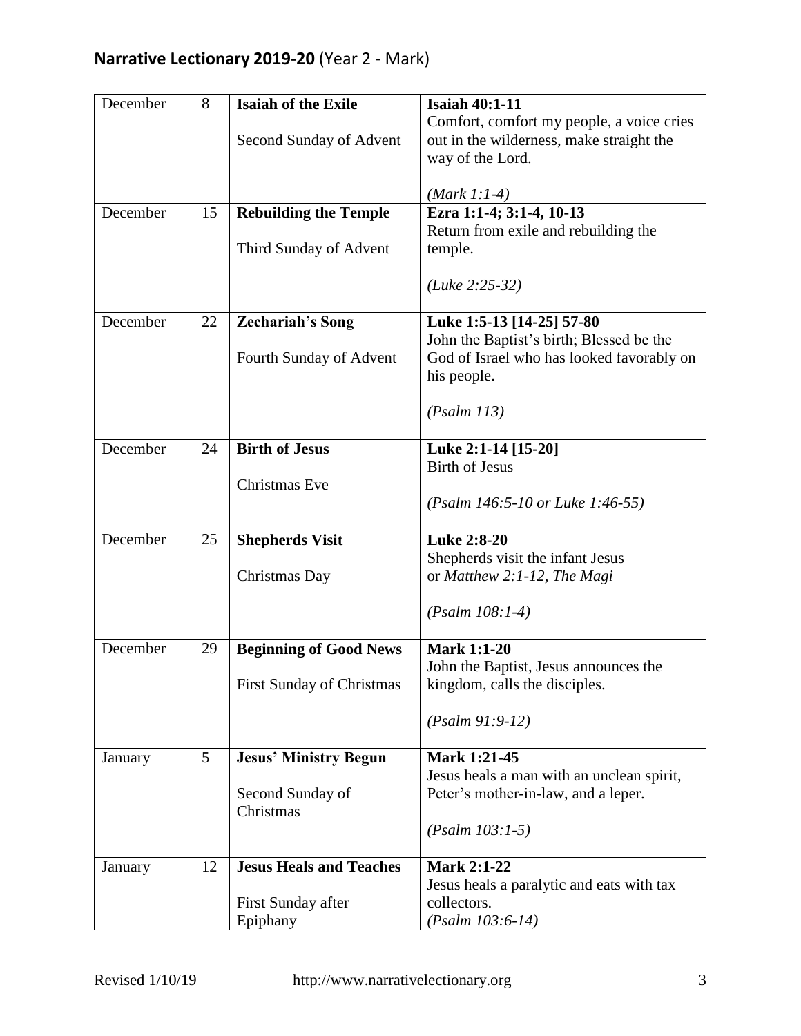## **Narrative Lectionary 2019-20** (Year 2 - Mark)

| | | | |
|---|---|---|---|
| December | 8 | **Isaiah of the Exile**<br><br>Second Sunday of Advent | **Isaiah 40:1-11**<br>Comfort, comfort my people, a voice cries out in the wilderness, make straight the way of the Lord.<br><br>*(Mark 1:1-4)* |
| December | 15 | **Rebuilding the Temple**<br><br>Third Sunday of Advent | **Ezra 1:1-4; 3:1-4, 10-13**<br>Return from exile and rebuilding the temple.<br><br>*(Luke 2:25-32)* |
| December | 22 | **Zechariah's Song**<br><br>Fourth Sunday of Advent | **Luke 1:5-13 [14-25] 57-80**<br>John the Baptist's birth; Blessed be the God of Israel who has looked favorably on his people.<br><br>*(Psalm 113)* |
| December | 24 | **Birth of Jesus**<br><br>Christmas Eve | **Luke 2:1-14 [15-20]**<br>Birth of Jesus<br><br>*(Psalm 146:5-10 or Luke 1:46-55)* |
| December | 25 | **Shepherds Visit**<br><br>Christmas Day | **Luke 2:8-20**<br>Shepherds visit the infant Jesus<br>or *Matthew 2:1-12, The Magi*<br><br>*(Psalm 108:1-4)* |
| December | 29 | **Beginning of Good News**<br><br>First Sunday of Christmas | **Mark 1:1-20**<br>John the Baptist, Jesus announces the kingdom, calls the disciples.<br><br>*(Psalm 91:9-12)* |
| January | 5 | **Jesus' Ministry Begun**<br><br>Second Sunday of Christmas | **Mark 1:21-45**<br>Jesus heals a man with an unclean spirit, Peter's mother-in-law, and a leper.<br><br>*(Psalm 103:1-5)* |
| January | 12 | **Jesus Heals and Teaches**<br><br>First Sunday after Epiphany | **Mark 2:1-22**<br>Jesus heals a paralytic and eats with tax collectors.<br>*(Psalm 103:6-14)* |

Revised 1/10/19 http://www.narrativelectionary.org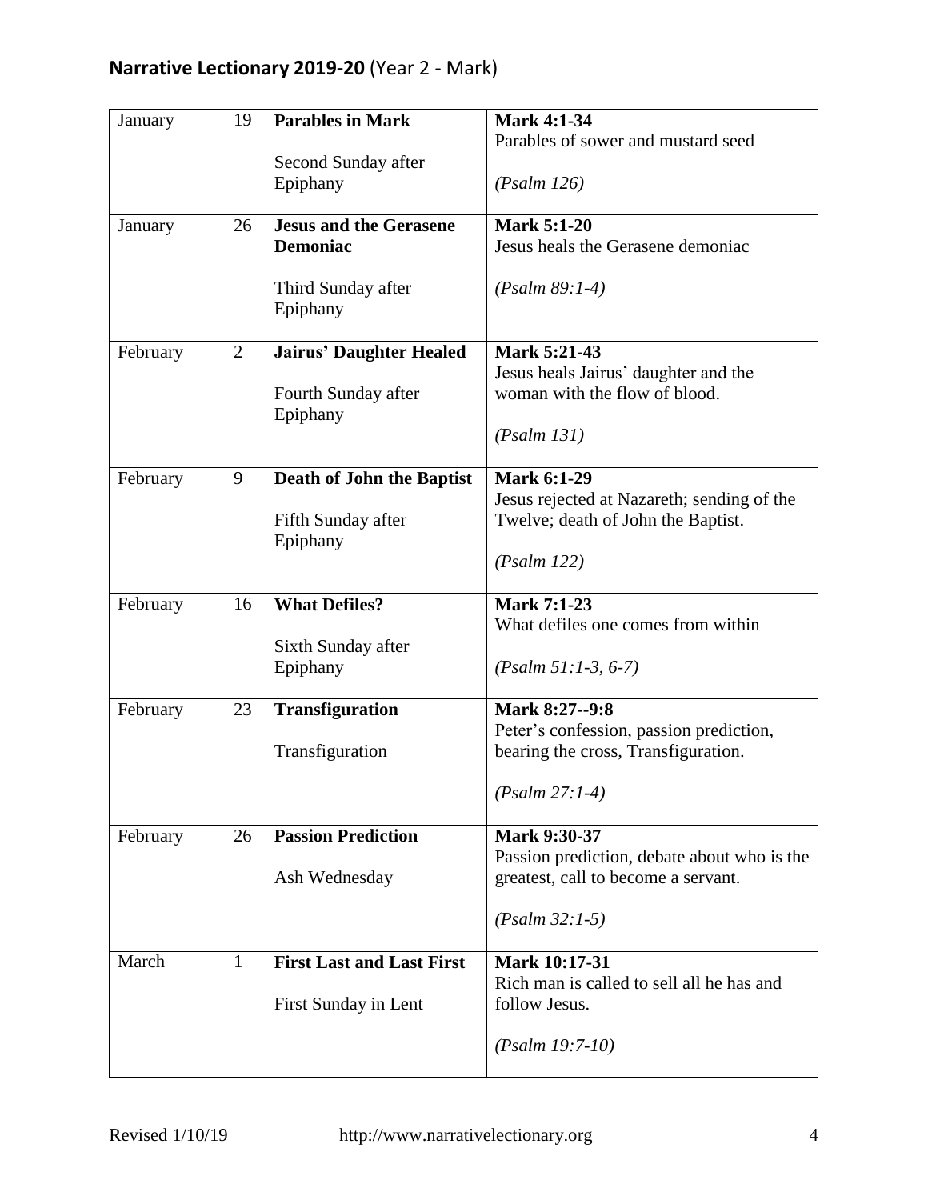## **Narrative Lectionary 2019-20** (Year 2 - Mark)

| Month | Day | Title / Sunday | Text |
|---|---|---|---|
| January | 19 | **Parables in Mark**<br><br>Second Sunday after Epiphany | **Mark 4:1-34**<br>Parables of sower and mustard seed<br><br>*(Psalm 126)* |
| January | 26 | **Jesus and the Gerasene Demoniac**<br><br>Third Sunday after Epiphany | **Mark 5:1-20**<br>Jesus heals the Gerasene demoniac<br><br>*(Psalm 89:1-4)* |
| February | 2 | **Jairus' Daughter Healed**<br><br>Fourth Sunday after Epiphany | **Mark 5:21-43**<br>Jesus heals Jairus' daughter and the woman with the flow of blood.<br><br>*(Psalm 131)* |
| February | 9 | **Death of John the Baptist**<br><br>Fifth Sunday after Epiphany | **Mark 6:1-29**<br>Jesus rejected at Nazareth; sending of the Twelve; death of John the Baptist.<br><br>*(Psalm 122)* |
| February | 16 | **What Defiles?**<br><br>Sixth Sunday after Epiphany | **Mark 7:1-23**<br>What defiles one comes from within<br><br>*(Psalm 51:1-3, 6-7)* |
| February | 23 | **Transfiguration**<br><br>Transfiguration | **Mark 8:27--9:8**<br>Peter's confession, passion prediction, bearing the cross, Transfiguration.<br><br>*(Psalm 27:1-4)* |
| February | 26 | **Passion Prediction**<br><br>Ash Wednesday | **Mark 9:30-37**<br>Passion prediction, debate about who is the greatest, call to become a servant.<br><br>*(Psalm 32:1-5)* |
| March | 1 | **First Last and Last First**<br><br>First Sunday in Lent | **Mark 10:17-31**<br>Rich man is called to sell all he has and follow Jesus.<br><br>*(Psalm 19:7-10)* |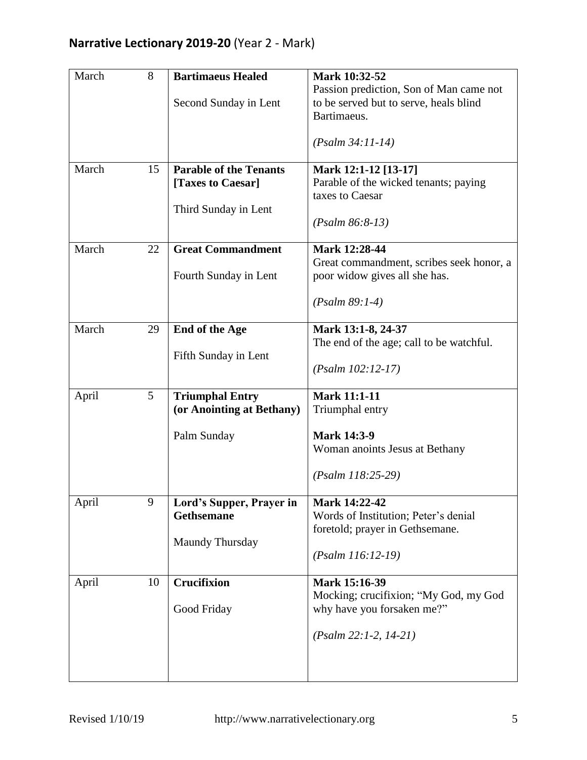## **Narrative Lectionary 2019-20** (Year 2 - Mark)

| | | | |
|---|---|---|---|
| March | 8 | **Bartimaeus Healed**<br><br>Second Sunday in Lent | **Mark 10:32-52**<br>Passion prediction, Son of Man came not to be served but to serve, heals blind Bartimaeus.<br><br>*(Psalm 34:11-14)* |
| March | 15 | **Parable of the Tenants [Taxes to Caesar]**<br><br>Third Sunday in Lent | **Mark 12:1-12 [13-17]**<br>Parable of the wicked tenants; paying taxes to Caesar<br><br>*(Psalm 86:8-13)* |
| March | 22 | **Great Commandment**<br><br>Fourth Sunday in Lent | **Mark 12:28-44**<br>Great commandment, scribes seek honor, a poor widow gives all she has.<br><br>*(Psalm 89:1-4)* |
| March | 29 | **End of the Age**<br><br>Fifth Sunday in Lent | **Mark 13:1-8, 24-37**<br>The end of the age; call to be watchful.<br><br>*(Psalm 102:12-17)* |
| April | 5 | **Triumphal Entry (or Anointing at Bethany)**<br><br>Palm Sunday | **Mark 11:1-11**<br>Triumphal entry<br><br>**Mark 14:3-9**<br>Woman anoints Jesus at Bethany<br><br>*(Psalm 118:25-29)* |
| April | 9 | **Lord's Supper, Prayer in Gethsemane**<br><br>Maundy Thursday | **Mark 14:22-42**<br>Words of Institution; Peter's denial foretold; prayer in Gethsemane.<br><br>*(Psalm 116:12-19)* |
| April | 10 | **Crucifixion**<br><br>Good Friday | **Mark 15:16-39**<br>Mocking; crucifixion; "My God, my God why have you forsaken me?"<br><br>*(Psalm 22:1-2, 14-21)* |

Revised 1/10/19 http://www.narrativelectionary.org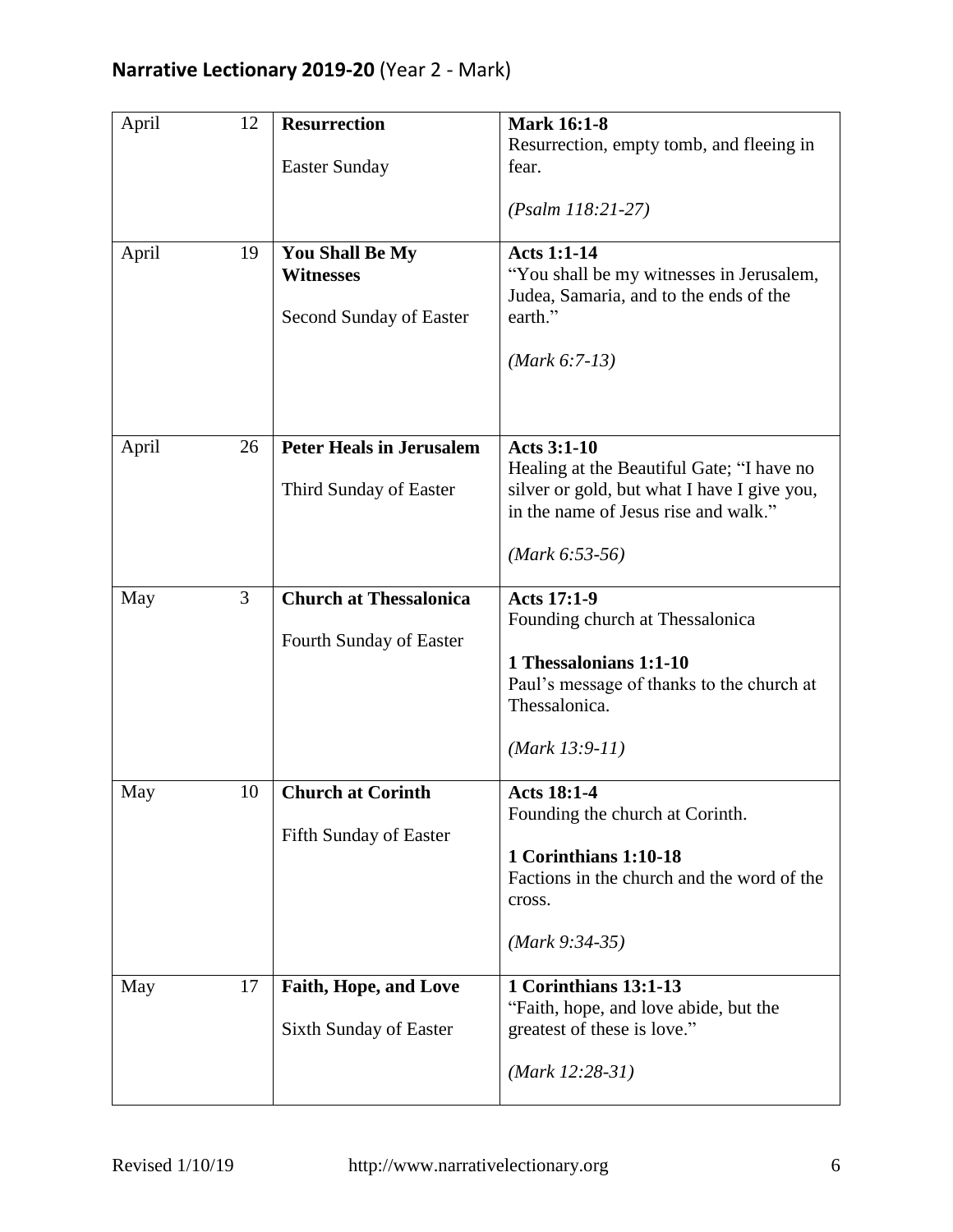## **Narrative Lectionary 2019-20** (Year 2 - Mark)

| | | | |
|---|---|---|---|
| April | 12 | **Resurrection**<br><br>Easter Sunday | **Mark 16:1-8**<br>Resurrection, empty tomb, and fleeing in fear.<br><br>*(Psalm 118:21-27)* |
| April | 19 | **You Shall Be My Witnesses**<br><br>Second Sunday of Easter | **Acts 1:1-14**<br>"You shall be my witnesses in Jerusalem, Judea, Samaria, and to the ends of the earth."<br><br>*(Mark 6:7-13)* |
| April | 26 | **Peter Heals in Jerusalem**<br><br>Third Sunday of Easter | **Acts 3:1-10**<br>Healing at the Beautiful Gate; "I have no silver or gold, but what I have I give you, in the name of Jesus rise and walk."<br><br>*(Mark 6:53-56)* |
| May | 3 | **Church at Thessalonica**<br><br>Fourth Sunday of Easter | **Acts 17:1-9**<br>Founding church at Thessalonica<br><br>**1 Thessalonians 1:1-10**<br>Paul's message of thanks to the church at Thessalonica.<br><br>*(Mark 13:9-11)* |
| May | 10 | **Church at Corinth**<br><br>Fifth Sunday of Easter | **Acts 18:1-4**<br>Founding the church at Corinth.<br><br>**1 Corinthians 1:10-18**<br>Factions in the church and the word of the cross.<br><br>*(Mark 9:34-35)* |
| May | 17 | **Faith, Hope, and Love**<br><br>Sixth Sunday of Easter | **1 Corinthians 13:1-13**<br>"Faith, hope, and love abide, but the greatest of these is love."<br><br>*(Mark 12:28-31)* |

Revised 1/10/19 http://www.narrativelectionary.org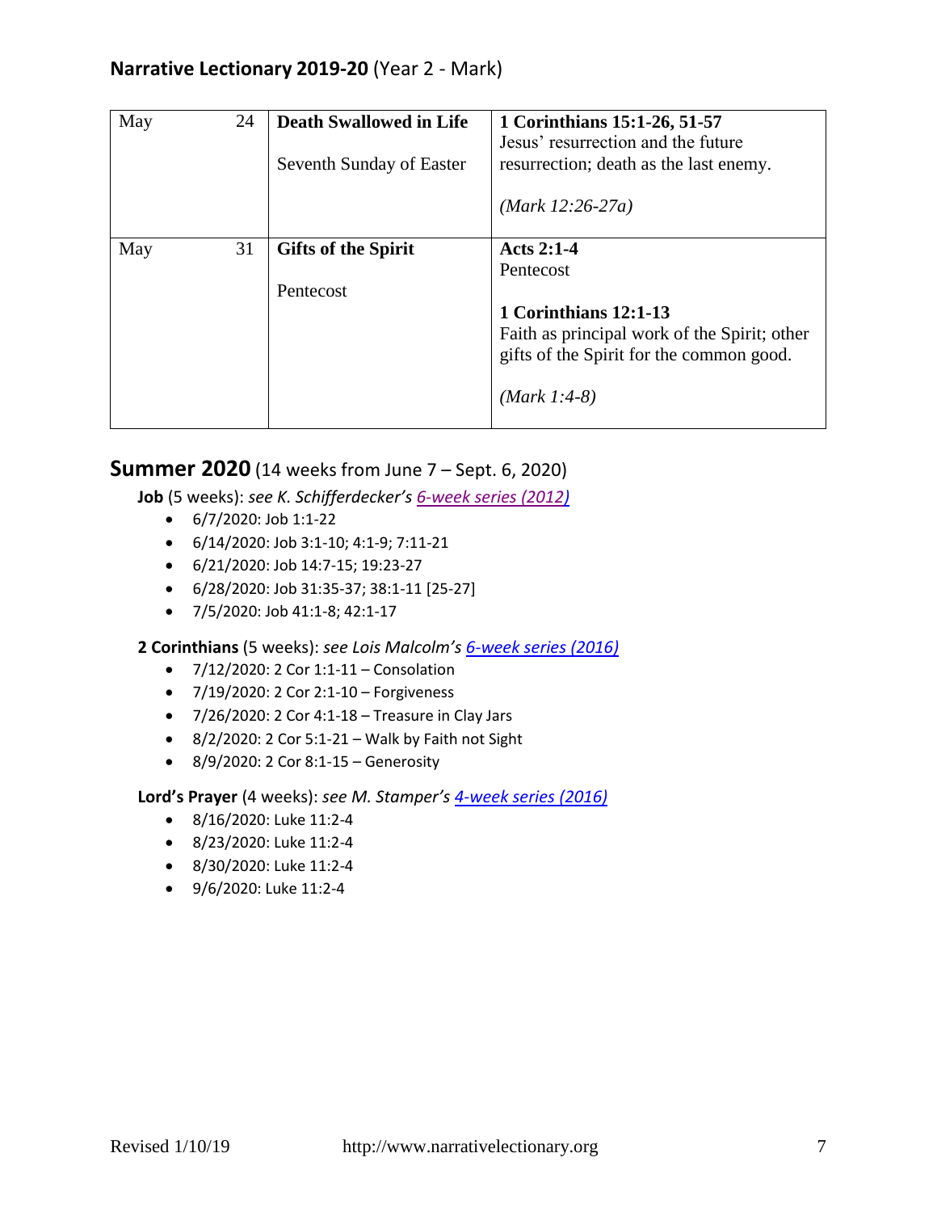| | | | |
|---|---|---|---|
| May | 24 | **Death Swallowed in Life**<br><br>Seventh Sunday of Easter | **1 Corinthians 15:1-26, 51-57**<br>Jesus' resurrection and the future resurrection; death as the last enemy.<br><br>*(Mark 12:26-27a)* |
| May | 31 | **Gifts of the Spirit**<br><br>Pentecost | **Acts 2:1-4**<br>Pentecost<br><br>**1 Corinthians 12:1-13**<br>Faith as principal work of the Spirit; other gifts of the Spirit for the common good.<br><br>*(Mark 1:4-8)* |

## **Summer 2020** (14 weeks from June 7 – Sept. 6, 2020)

**Job** (5 weeks): *see K. Schifferdecker's 6-week series (2012)*

- 6/7/2020: Job 1:1-22
- 6/14/2020: Job 3:1-10; 4:1-9; 7:11-21
- 6/21/2020: Job 14:7-15; 19:23-27
- 6/28/2020: Job 31:35-37; 38:1-11 [25-27]
- 7/5/2020: Job 41:1-8; 42:1-17

**2 Corinthians** (5 weeks): *see Lois Malcolm's 6-week series (2016)*

- 7/12/2020: 2 Cor 1:1-11 – Consolation
- 7/19/2020: 2 Cor 2:1-10 – Forgiveness
- 7/26/2020: 2 Cor 4:1-18 – Treasure in Clay Jars
- 8/2/2020: 2 Cor 5:1-21 – Walk by Faith not Sight
- 8/9/2020: 2 Cor 8:1-15 – Generosity

**Lord's Prayer** (4 weeks): *see M. Stamper's 4-week series (2016)*

- 8/16/2020: Luke 11:2-4
- 8/23/2020: Luke 11:2-4
- 8/30/2020: Luke 11:2-4
- 9/6/2020: Luke 11:2-4